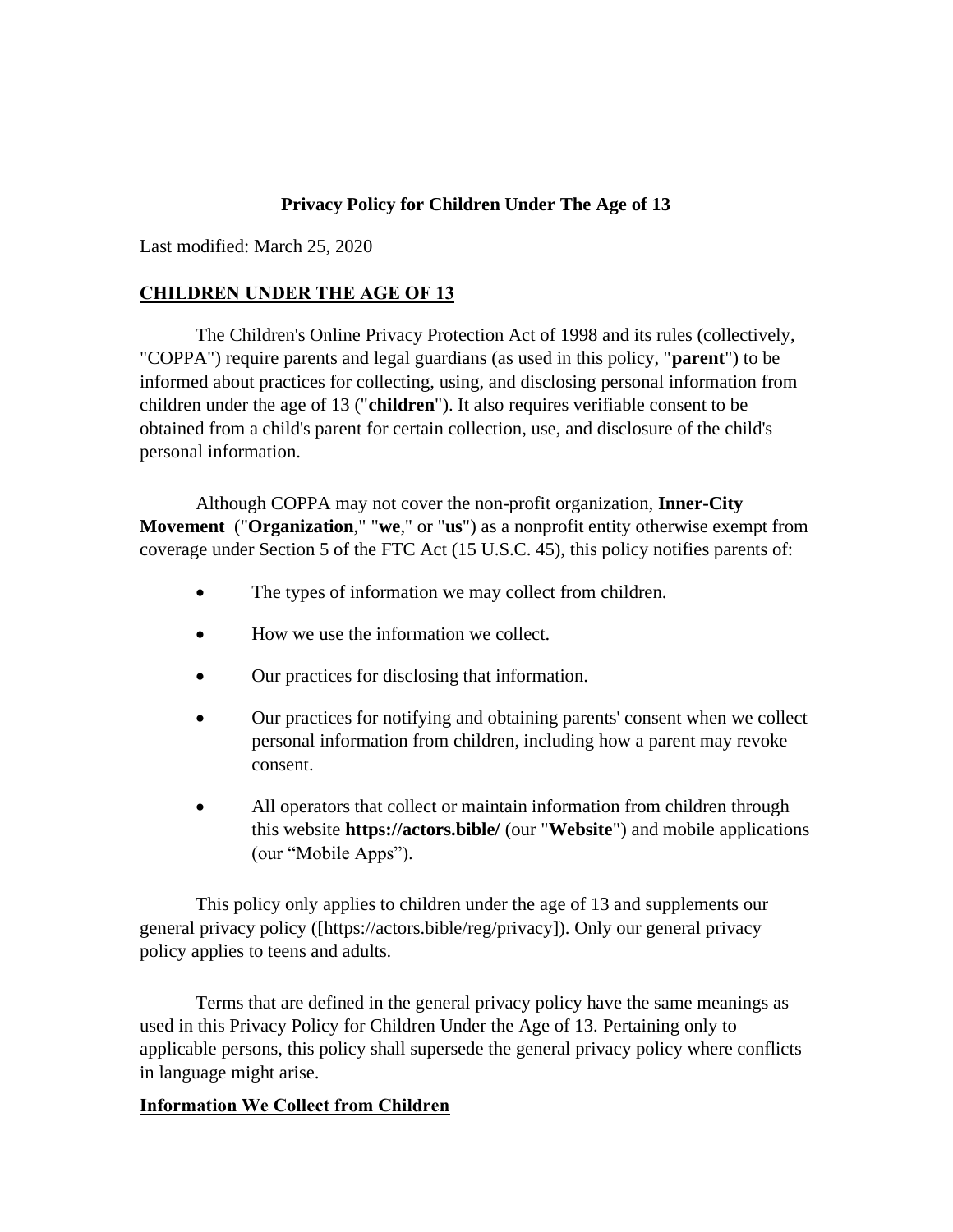# Privacy Policy for Children Under The Age of 13

Last modified: March 25, 2020

## CHILDREN UNDER THE AGE OF 13

The Children's Online Privacy Protection Act of 1998 and its rules (collectively, "COPPA") require parents and legal guardians (as used in this policy, "**parent**") to be informed about practices for collecting, using, and disclosing personal information from children under the age of 13 ("**children**"). It also requires verifiable consent to be obtained from a child's parent for certain collection, use, and disclosure of the child's personal information.

Although COPPA may not cover the non-profit organization, **Inner-City Movement** ("**Organization**," "**we**," or "**us**") as a nonprofit entity otherwise exempt from coverage under Section 5 of the FTC Act (15 U.S.C. 45), this policy notifies parents of:

- The types of information we may collect from children.
- How we use the information we collect.
- Our practices for disclosing that information.
- Our practices for notifying and obtaining parents' consent when we collect personal information from children, including how a parent may revoke consent.
- All operators that collect or maintain information from children through this website **https://actors.bible/** (our "**Website**") and mobile applications (our "Mobile Apps").

This policy only applies to children under the age of 13 and supplements our general privacy policy ([https://actors.bible/reg/privacy]). Only our general privacy policy applies to teens and adults.

Terms that are defined in the general privacy policy have the same meanings as used in this Privacy Policy for Children Under the Age of 13. Pertaining only to applicable persons, this policy shall supersede the general privacy policy where conflicts in language might arise.

## Information We Collect from Children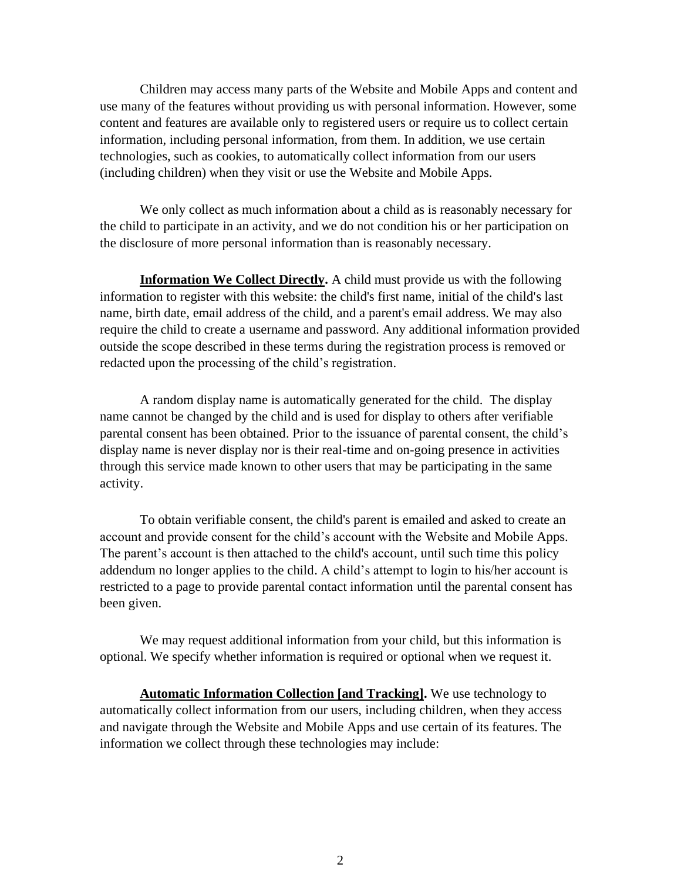Children may access many parts of the Website and Mobile Apps and content and use many of the features without providing us with personal information. However, some content and features are available only to registered users or require us to collect certain information, including personal information, from them. In addition, we use certain technologies, such as cookies, to automatically collect information from our users (including children) when they visit or use the Website and Mobile Apps.

We only collect as much information about a child as is reasonably necessary for the child to participate in an activity, and we do not condition his or her participation on the disclosure of more personal information than is reasonably necessary.

**Information We Collect Directly.** A child must provide us with the following information to register with this website: the child's first name, initial of the child's last name, birth date, email address of the child, and a parent's email address. We may also require the child to create a username and password. Any additional information provided outside the scope described in these terms during the registration process is removed or redacted upon the processing of the child's registration.

A random display name is automatically generated for the child. The display name cannot be changed by the child and is used for display to others after verifiable parental consent has been obtained. Prior to the issuance of parental consent, the child's display name is never display nor is their real-time and on-going presence in activities through this service made known to other users that may be participating in the same activity.

To obtain verifiable consent, the child's parent is emailed and asked to create an account and provide consent for the child's account with the Website and Mobile Apps. The parent's account is then attached to the child's account, until such time this policy addendum no longer applies to the child. A child's attempt to login to his/her account is restricted to a page to provide parental contact information until the parental consent has been given.

We may request additional information from your child, but this information is optional. We specify whether information is required or optional when we request it.

**Automatic Information Collection [and Tracking].** We use technology to automatically collect information from our users, including children, when they access and navigate through the Website and Mobile Apps and use certain of its features. The information we collect through these technologies may include: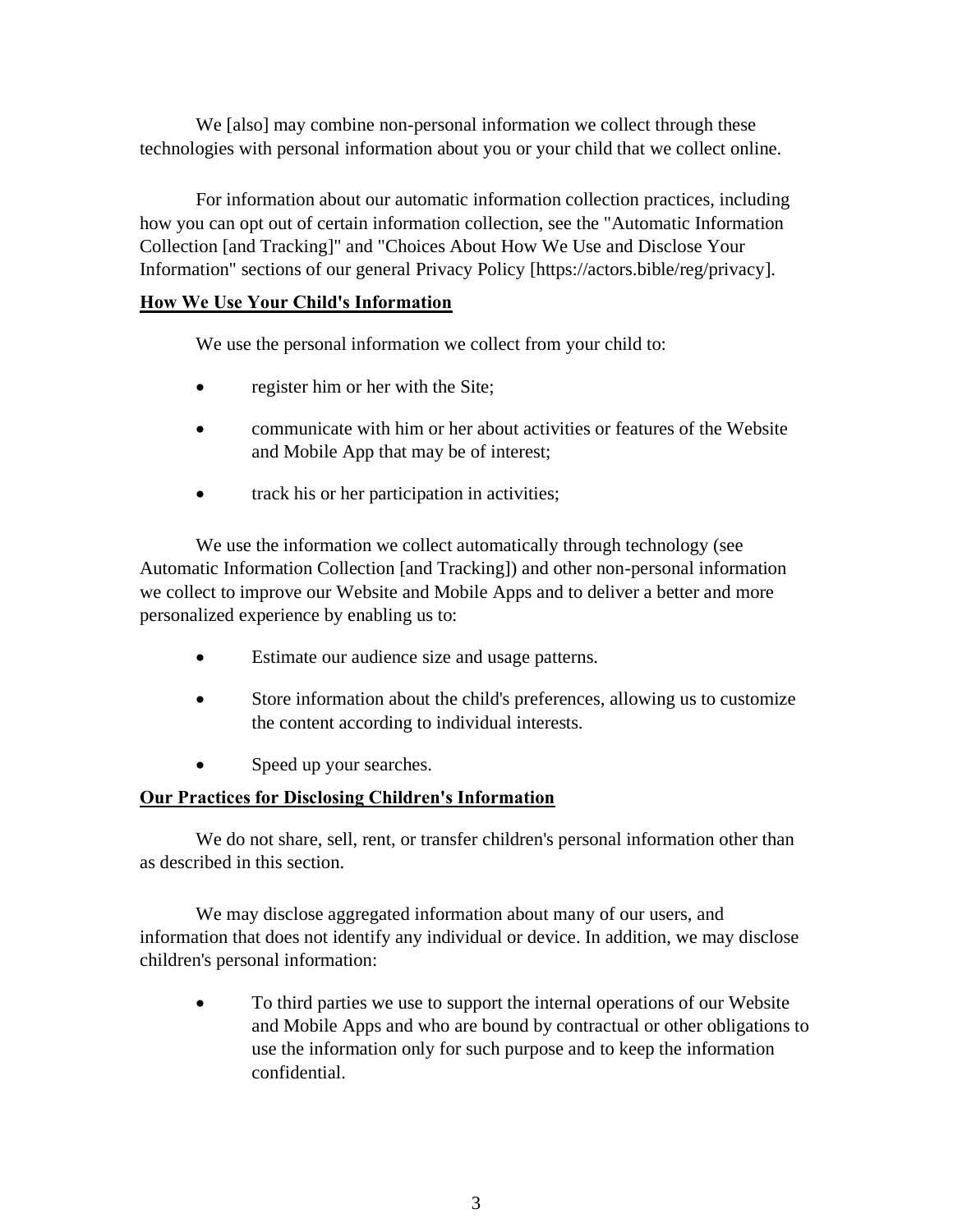We [also] may combine non-personal information we collect through these technologies with personal information about you or your child that we collect online.

For information about our automatic information collection practices, including how you can opt out of certain information collection, see the "Automatic Information Collection [and Tracking]" and "Choices About How We Use and Disclose Your Information" sections of our general Privacy Policy [https://actors.bible/reg/privacy].

**How We Use Your Child's Information**

We use the personal information we collect from your child to:

- register him or her with the Site;
- communicate with him or her about activities or features of the Website and Mobile App that may be of interest;
- track his or her participation in activities;

We use the information we collect automatically through technology (see Automatic Information Collection [and Tracking]) and other non-personal information we collect to improve our Website and Mobile Apps and to deliver a better and more personalized experience by enabling us to:

- Estimate our audience size and usage patterns.
- Store information about the child's preferences, allowing us to customize the content according to individual interests.
- Speed up your searches.

**Our Practices for Disclosing Children's Information**

We do not share, sell, rent, or transfer children's personal information other than as described in this section.

We may disclose aggregated information about many of our users, and information that does not identify any individual or device. In addition, we may disclose children's personal information:

- To third parties we use to support the internal operations of our Website and Mobile Apps and who are bound by contractual or other obligations to use the information only for such purpose and to keep the information confidential.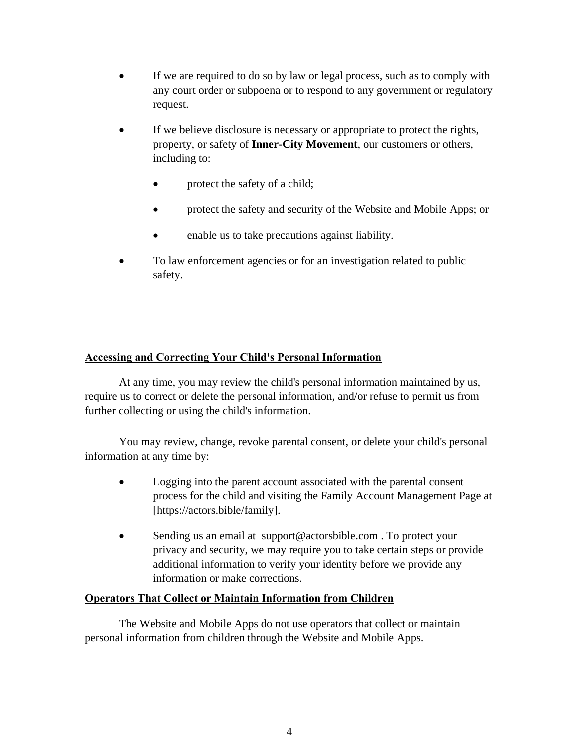- If we are required to do so by law or legal process, such as to comply with any court order or subpoena or to respond to any government or regulatory request.
- If we believe disclosure is necessary or appropriate to protect the rights, property, or safety of **Inner-City Movement**, our customers or others, including to:
  - protect the safety of a child;
  - protect the safety and security of the Website and Mobile Apps; or
  - enable us to take precautions against liability.
- To law enforcement agencies or for an investigation related to public safety.

**Accessing and Correcting Your Child's Personal Information**

At any time, you may review the child's personal information maintained by us, require us to correct or delete the personal information, and/or refuse to permit us from further collecting or using the child's information.

You may review, change, revoke parental consent, or delete your child's personal information at any time by:

- Logging into the parent account associated with the parental consent process for the child and visiting the Family Account Management Page at [https://actors.bible/family].
- Sending us an email at support@actorsbible.com . To protect your privacy and security, we may require you to take certain steps or provide additional information to verify your identity before we provide any information or make corrections.

**Operators That Collect or Maintain Information from Children**

The Website and Mobile Apps do not use operators that collect or maintain personal information from children through the Website and Mobile Apps.